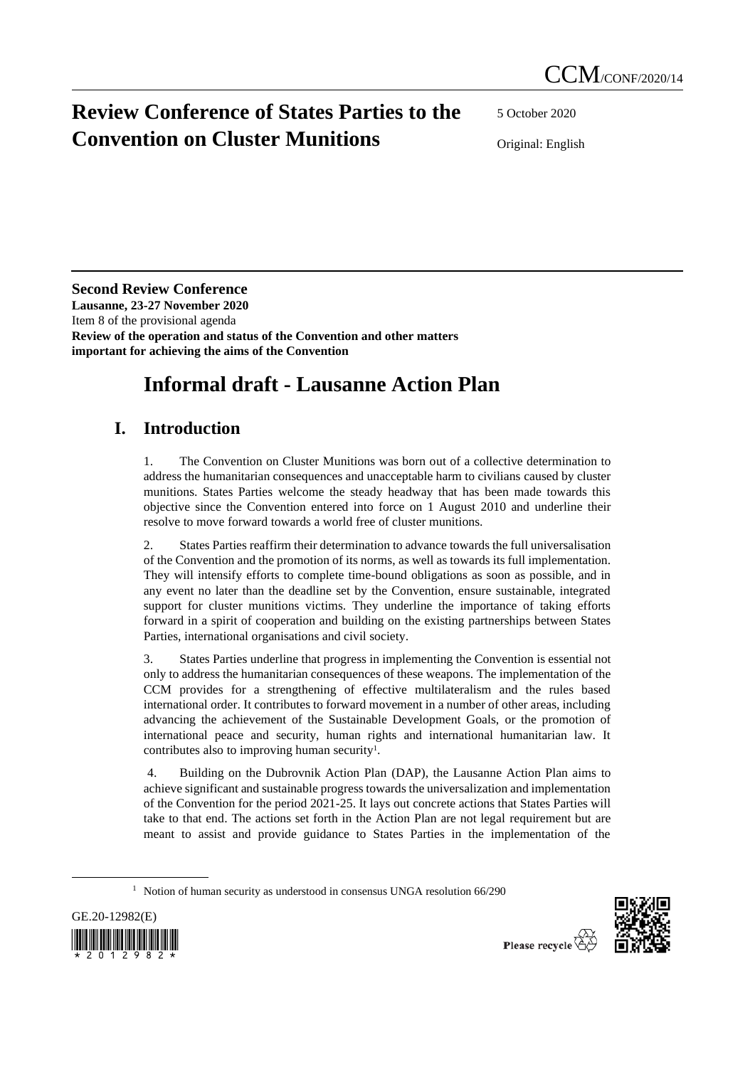CCM/CONF/2020/14

# Review Conference of States Parties to the Convention on Cluster Munitions

5 October 2020

Original: English

**Second Review Conference**
**Lausanne, 23-27 November 2020**
Item 8 of the provisional agenda
**Review of the operation and status of the Convention and other matters important for achieving the aims of the Convention**

# Informal draft - Lausanne Action Plan

## I. Introduction

1. The Convention on Cluster Munitions was born out of a collective determination to address the humanitarian consequences and unacceptable harm to civilians caused by cluster munitions. States Parties welcome the steady headway that has been made towards this objective since the Convention entered into force on 1 August 2010 and underline their resolve to move forward towards a world free of cluster munitions.

2. States Parties reaffirm their determination to advance towards the full universalisation of the Convention and the promotion of its norms, as well as towards its full implementation. They will intensify efforts to complete time-bound obligations as soon as possible, and in any event no later than the deadline set by the Convention, ensure sustainable, integrated support for cluster munitions victims. They underline the importance of taking efforts forward in a spirit of cooperation and building on the existing partnerships between States Parties, international organisations and civil society.

3. States Parties underline that progress in implementing the Convention is essential not only to address the humanitarian consequences of these weapons. The implementation of the CCM provides for a strengthening of effective multilateralism and the rules based international order. It contributes to forward movement in a number of other areas, including advancing the achievement of the Sustainable Development Goals, or the promotion of international peace and security, human rights and international humanitarian law. It contributes also to improving human security[1].

4. Building on the Dubrovnik Action Plan (DAP), the Lausanne Action Plan aims to achieve significant and sustainable progress towards the universalization and implementation of the Convention for the period 2021-25. It lays out concrete actions that States Parties will take to that end. The actions set forth in the Action Plan are not legal requirement but are meant to assist and provide guidance to States Parties in the implementation of the

[1] Notion of human security as understood in consensus UNGA resolution 66/290

GE.20-12982(E)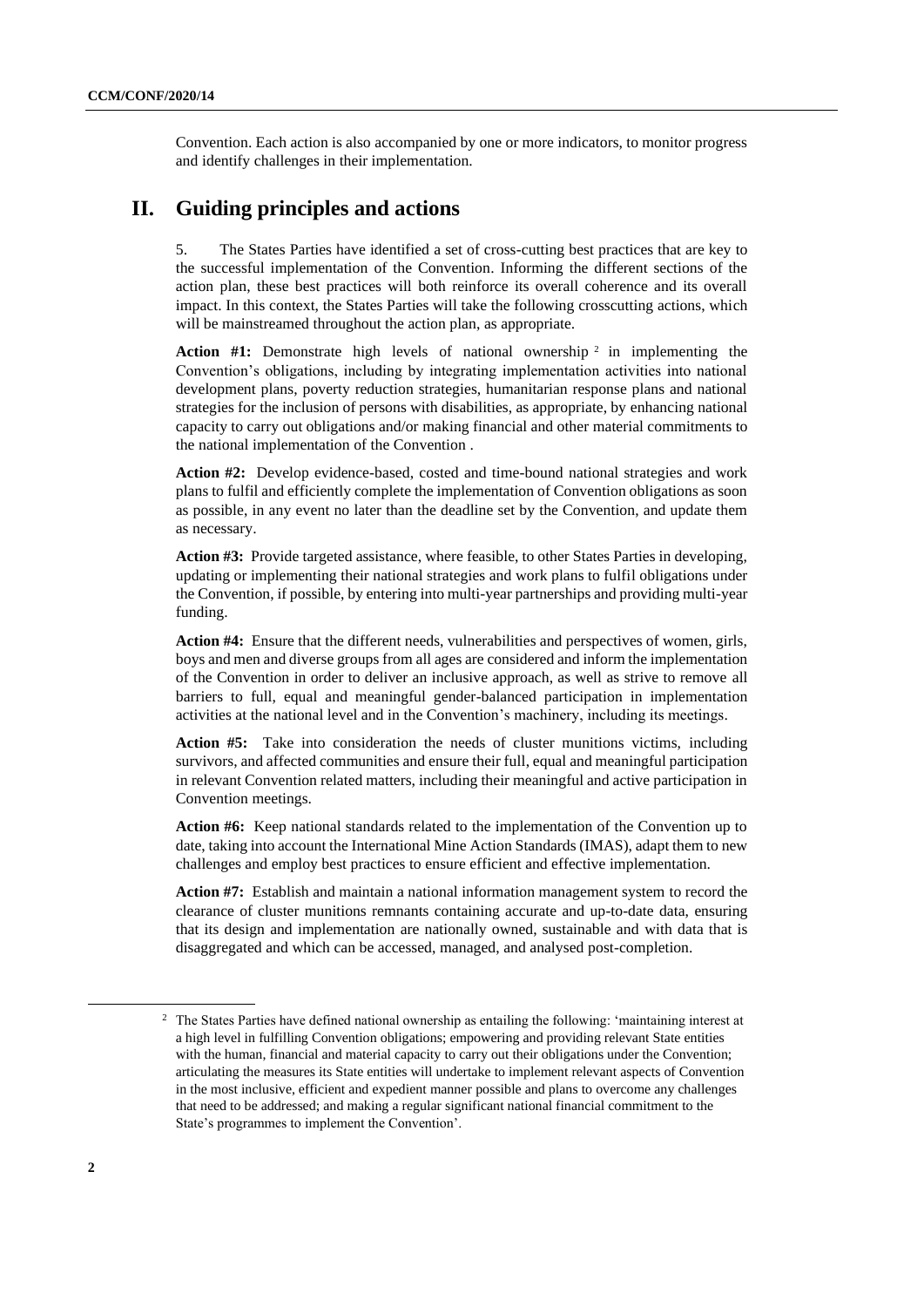Convention. Each action is also accompanied by one or more indicators, to monitor progress and identify challenges in their implementation.

# II. Guiding principles and actions

5. The States Parties have identified a set of cross-cutting best practices that are key to the successful implementation of the Convention. Informing the different sections of the action plan, these best practices will both reinforce its overall coherence and its overall impact. In this context, the States Parties will take the following crosscutting actions, which will be mainstreamed throughout the action plan, as appropriate.

**Action #1:** Demonstrate high levels of national ownership [2] in implementing the Convention's obligations, including by integrating implementation activities into national development plans, poverty reduction strategies, humanitarian response plans and national strategies for the inclusion of persons with disabilities, as appropriate, by enhancing national capacity to carry out obligations and/or making financial and other material commitments to the national implementation of the Convention .

**Action #2:** Develop evidence-based, costed and time-bound national strategies and work plans to fulfil and efficiently complete the implementation of Convention obligations as soon as possible, in any event no later than the deadline set by the Convention, and update them as necessary.

**Action #3:** Provide targeted assistance, where feasible, to other States Parties in developing, updating or implementing their national strategies and work plans to fulfil obligations under the Convention, if possible, by entering into multi-year partnerships and providing multi-year funding.

**Action #4:** Ensure that the different needs, vulnerabilities and perspectives of women, girls, boys and men and diverse groups from all ages are considered and inform the implementation of the Convention in order to deliver an inclusive approach, as well as strive to remove all barriers to full, equal and meaningful gender-balanced participation in implementation activities at the national level and in the Convention's machinery, including its meetings.

**Action #5:** Take into consideration the needs of cluster munitions victims, including survivors, and affected communities and ensure their full, equal and meaningful participation in relevant Convention related matters, including their meaningful and active participation in Convention meetings.

**Action #6:** Keep national standards related to the implementation of the Convention up to date, taking into account the International Mine Action Standards (IMAS), adapt them to new challenges and employ best practices to ensure efficient and effective implementation.

**Action #7:** Establish and maintain a national information management system to record the clearance of cluster munitions remnants containing accurate and up-to-date data, ensuring that its design and implementation are nationally owned, sustainable and with data that is disaggregated and which can be accessed, managed, and analysed post-completion.

---

[2] The States Parties have defined national ownership as entailing the following: 'maintaining interest at a high level in fulfilling Convention obligations; empowering and providing relevant State entities with the human, financial and material capacity to carry out their obligations under the Convention; articulating the measures its State entities will undertake to implement relevant aspects of Convention in the most inclusive, efficient and expedient manner possible and plans to overcome any challenges that need to be addressed; and making a regular significant national financial commitment to the State's programmes to implement the Convention'.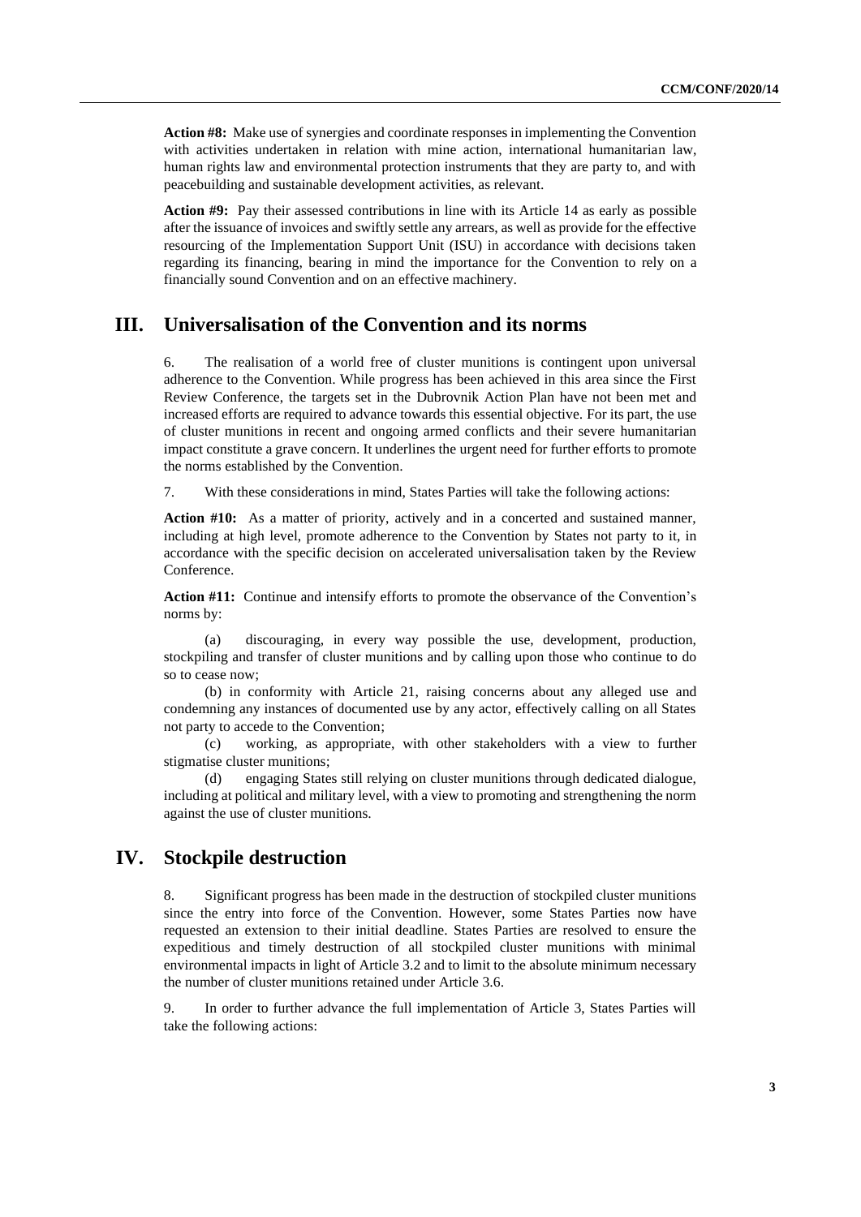**Action #8:** Make use of synergies and coordinate responses in implementing the Convention with activities undertaken in relation with mine action, international humanitarian law, human rights law and environmental protection instruments that they are party to, and with peacebuilding and sustainable development activities, as relevant.

**Action #9:** Pay their assessed contributions in line with its Article 14 as early as possible after the issuance of invoices and swiftly settle any arrears, as well as provide for the effective resourcing of the Implementation Support Unit (ISU) in accordance with decisions taken regarding its financing, bearing in mind the importance for the Convention to rely on a financially sound Convention and on an effective machinery.

## III. Universalisation of the Convention and its norms

6. The realisation of a world free of cluster munitions is contingent upon universal adherence to the Convention. While progress has been achieved in this area since the First Review Conference, the targets set in the Dubrovnik Action Plan have not been met and increased efforts are required to advance towards this essential objective. For its part, the use of cluster munitions in recent and ongoing armed conflicts and their severe humanitarian impact constitute a grave concern. It underlines the urgent need for further efforts to promote the norms established by the Convention.

7. With these considerations in mind, States Parties will take the following actions:

**Action #10:** As a matter of priority, actively and in a concerted and sustained manner, including at high level, promote adherence to the Convention by States not party to it, in accordance with the specific decision on accelerated universalisation taken by the Review Conference.

**Action #11:** Continue and intensify efforts to promote the observance of the Convention's norms by:

(a) discouraging, in every way possible the use, development, production, stockpiling and transfer of cluster munitions and by calling upon those who continue to do so to cease now;

(b) in conformity with Article 21, raising concerns about any alleged use and condemning any instances of documented use by any actor, effectively calling on all States not party to accede to the Convention;

(c) working, as appropriate, with other stakeholders with a view to further stigmatise cluster munitions;

(d) engaging States still relying on cluster munitions through dedicated dialogue, including at political and military level, with a view to promoting and strengthening the norm against the use of cluster munitions.

## IV. Stockpile destruction

8. Significant progress has been made in the destruction of stockpiled cluster munitions since the entry into force of the Convention. However, some States Parties now have requested an extension to their initial deadline. States Parties are resolved to ensure the expeditious and timely destruction of all stockpiled cluster munitions with minimal environmental impacts in light of Article 3.2 and to limit to the absolute minimum necessary the number of cluster munitions retained under Article 3.6.

9. In order to further advance the full implementation of Article 3, States Parties will take the following actions: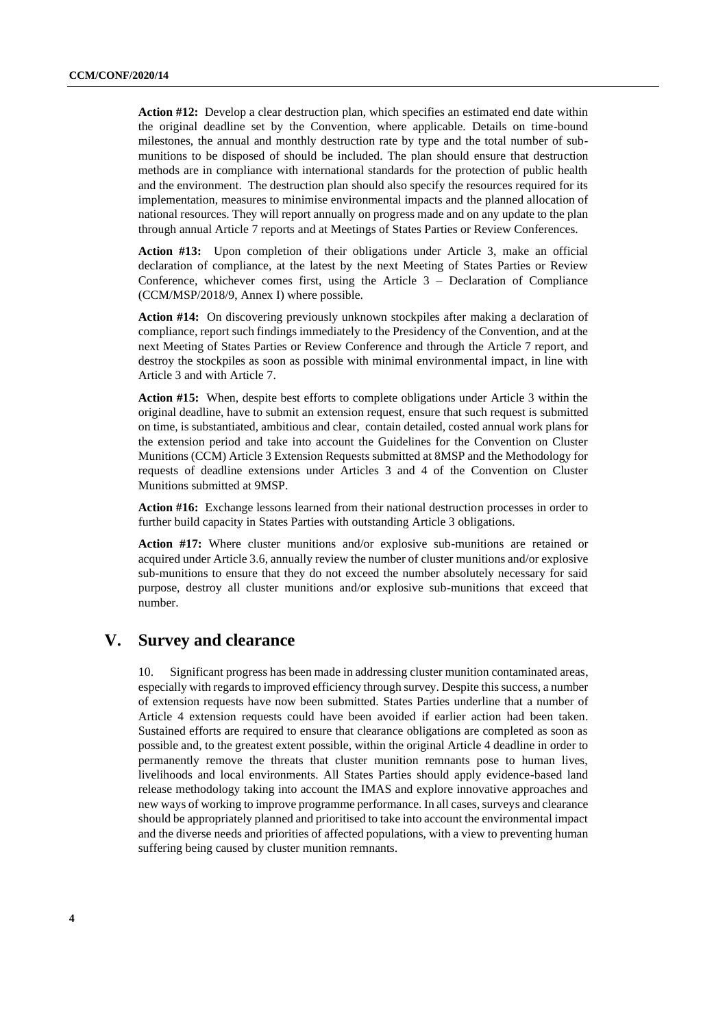**Action #12:** Develop a clear destruction plan, which specifies an estimated end date within the original deadline set by the Convention, where applicable. Details on time-bound milestones, the annual and monthly destruction rate by type and the total number of sub-munitions to be disposed of should be included. The plan should ensure that destruction methods are in compliance with international standards for the protection of public health and the environment. The destruction plan should also specify the resources required for its implementation, measures to minimise environmental impacts and the planned allocation of national resources. They will report annually on progress made and on any update to the plan through annual Article 7 reports and at Meetings of States Parties or Review Conferences.

**Action #13:** Upon completion of their obligations under Article 3, make an official declaration of compliance, at the latest by the next Meeting of States Parties or Review Conference, whichever comes first, using the Article 3 – Declaration of Compliance (CCM/MSP/2018/9, Annex I) where possible.

**Action #14:** On discovering previously unknown stockpiles after making a declaration of compliance, report such findings immediately to the Presidency of the Convention, and at the next Meeting of States Parties or Review Conference and through the Article 7 report, and destroy the stockpiles as soon as possible with minimal environmental impact, in line with Article 3 and with Article 7.

**Action #15:** When, despite best efforts to complete obligations under Article 3 within the original deadline, have to submit an extension request, ensure that such request is submitted on time, is substantiated, ambitious and clear, contain detailed, costed annual work plans for the extension period and take into account the Guidelines for the Convention on Cluster Munitions (CCM) Article 3 Extension Requests submitted at 8MSP and the Methodology for requests of deadline extensions under Articles 3 and 4 of the Convention on Cluster Munitions submitted at 9MSP.

**Action #16:** Exchange lessons learned from their national destruction processes in order to further build capacity in States Parties with outstanding Article 3 obligations.

**Action #17:** Where cluster munitions and/or explosive sub-munitions are retained or acquired under Article 3.6, annually review the number of cluster munitions and/or explosive sub-munitions to ensure that they do not exceed the number absolutely necessary for said purpose, destroy all cluster munitions and/or explosive sub-munitions that exceed that number.

## V. Survey and clearance

10. Significant progress has been made in addressing cluster munition contaminated areas, especially with regards to improved efficiency through survey. Despite this success, a number of extension requests have now been submitted. States Parties underline that a number of Article 4 extension requests could have been avoided if earlier action had been taken. Sustained efforts are required to ensure that clearance obligations are completed as soon as possible and, to the greatest extent possible, within the original Article 4 deadline in order to permanently remove the threats that cluster munition remnants pose to human lives, livelihoods and local environments. All States Parties should apply evidence-based land release methodology taking into account the IMAS and explore innovative approaches and new ways of working to improve programme performance. In all cases, surveys and clearance should be appropriately planned and prioritised to take into account the environmental impact and the diverse needs and priorities of affected populations, with a view to preventing human suffering being caused by cluster munition remnants.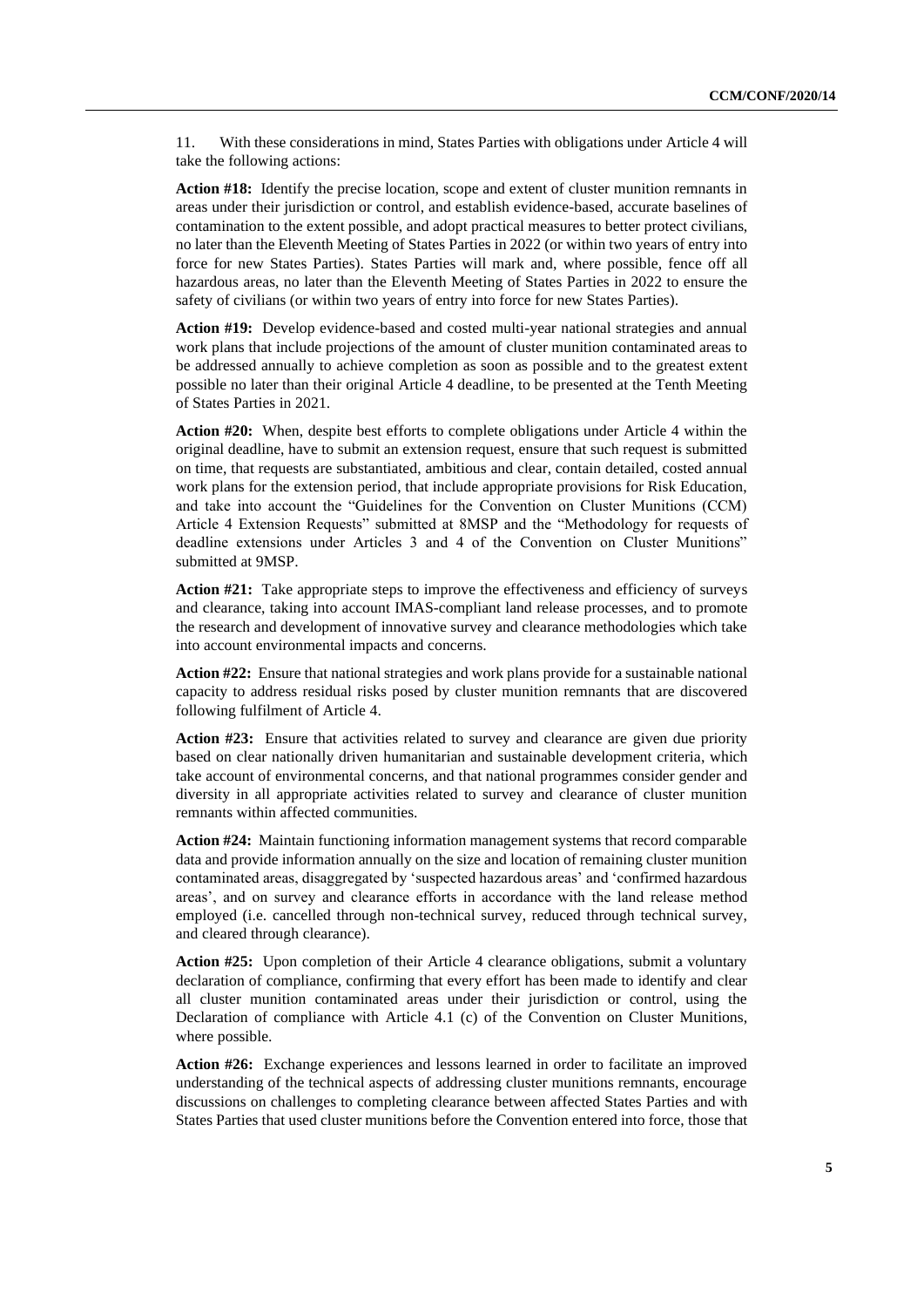11. With these considerations in mind, States Parties with obligations under Article 4 will take the following actions:

**Action #18:** Identify the precise location, scope and extent of cluster munition remnants in areas under their jurisdiction or control, and establish evidence-based, accurate baselines of contamination to the extent possible, and adopt practical measures to better protect civilians, no later than the Eleventh Meeting of States Parties in 2022 (or within two years of entry into force for new States Parties). States Parties will mark and, where possible, fence off all hazardous areas, no later than the Eleventh Meeting of States Parties in 2022 to ensure the safety of civilians (or within two years of entry into force for new States Parties).

**Action #19:** Develop evidence-based and costed multi-year national strategies and annual work plans that include projections of the amount of cluster munition contaminated areas to be addressed annually to achieve completion as soon as possible and to the greatest extent possible no later than their original Article 4 deadline, to be presented at the Tenth Meeting of States Parties in 2021.

**Action #20:** When, despite best efforts to complete obligations under Article 4 within the original deadline, have to submit an extension request, ensure that such request is submitted on time, that requests are substantiated, ambitious and clear, contain detailed, costed annual work plans for the extension period, that include appropriate provisions for Risk Education, and take into account the "Guidelines for the Convention on Cluster Munitions (CCM) Article 4 Extension Requests" submitted at 8MSP and the "Methodology for requests of deadline extensions under Articles 3 and 4 of the Convention on Cluster Munitions" submitted at 9MSP.

**Action #21:** Take appropriate steps to improve the effectiveness and efficiency of surveys and clearance, taking into account IMAS-compliant land release processes, and to promote the research and development of innovative survey and clearance methodologies which take into account environmental impacts and concerns.

**Action #22:** Ensure that national strategies and work plans provide for a sustainable national capacity to address residual risks posed by cluster munition remnants that are discovered following fulfilment of Article 4.

**Action #23:** Ensure that activities related to survey and clearance are given due priority based on clear nationally driven humanitarian and sustainable development criteria, which take account of environmental concerns, and that national programmes consider gender and diversity in all appropriate activities related to survey and clearance of cluster munition remnants within affected communities.

**Action #24:** Maintain functioning information management systems that record comparable data and provide information annually on the size and location of remaining cluster munition contaminated areas, disaggregated by 'suspected hazardous areas' and 'confirmed hazardous areas', and on survey and clearance efforts in accordance with the land release method employed (i.e. cancelled through non-technical survey, reduced through technical survey, and cleared through clearance).

**Action #25:** Upon completion of their Article 4 clearance obligations, submit a voluntary declaration of compliance, confirming that every effort has been made to identify and clear all cluster munition contaminated areas under their jurisdiction or control, using the Declaration of compliance with Article 4.1 (c) of the Convention on Cluster Munitions, where possible.

**Action #26:** Exchange experiences and lessons learned in order to facilitate an improved understanding of the technical aspects of addressing cluster munitions remnants, encourage discussions on challenges to completing clearance between affected States Parties and with States Parties that used cluster munitions before the Convention entered into force, those that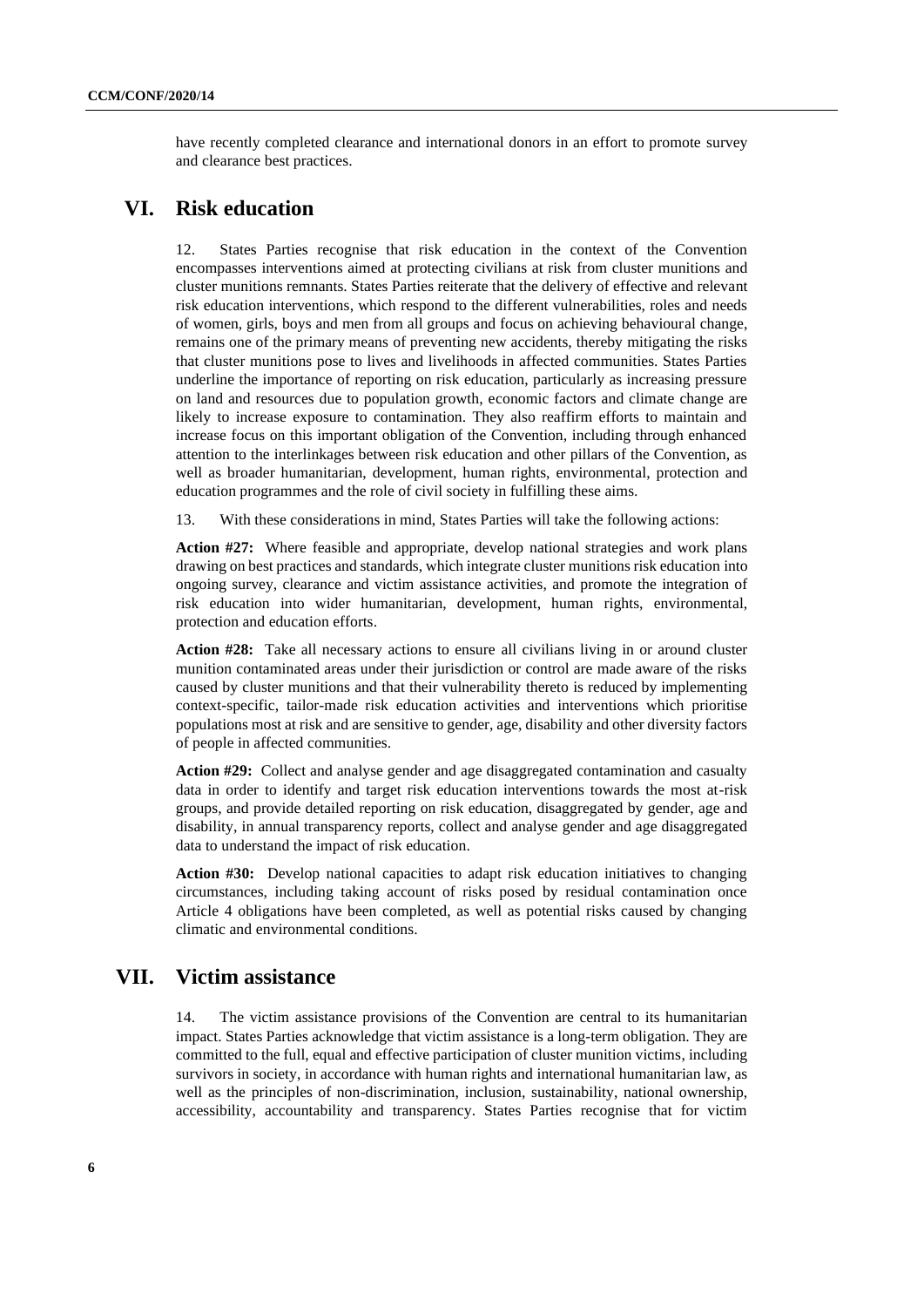have recently completed clearance and international donors in an effort to promote survey and clearance best practices.

## VI. Risk education

12. States Parties recognise that risk education in the context of the Convention encompasses interventions aimed at protecting civilians at risk from cluster munitions and cluster munitions remnants. States Parties reiterate that the delivery of effective and relevant risk education interventions, which respond to the different vulnerabilities, roles and needs of women, girls, boys and men from all groups and focus on achieving behavioural change, remains one of the primary means of preventing new accidents, thereby mitigating the risks that cluster munitions pose to lives and livelihoods in affected communities. States Parties underline the importance of reporting on risk education, particularly as increasing pressure on land and resources due to population growth, economic factors and climate change are likely to increase exposure to contamination. They also reaffirm efforts to maintain and increase focus on this important obligation of the Convention, including through enhanced attention to the interlinkages between risk education and other pillars of the Convention, as well as broader humanitarian, development, human rights, environmental, protection and education programmes and the role of civil society in fulfilling these aims.

13. With these considerations in mind, States Parties will take the following actions:

**Action #27:** Where feasible and appropriate, develop national strategies and work plans drawing on best practices and standards, which integrate cluster munitions risk education into ongoing survey, clearance and victim assistance activities, and promote the integration of risk education into wider humanitarian, development, human rights, environmental, protection and education efforts.

**Action #28:** Take all necessary actions to ensure all civilians living in or around cluster munition contaminated areas under their jurisdiction or control are made aware of the risks caused by cluster munitions and that their vulnerability thereto is reduced by implementing context-specific, tailor-made risk education activities and interventions which prioritise populations most at risk and are sensitive to gender, age, disability and other diversity factors of people in affected communities.

**Action #29:** Collect and analyse gender and age disaggregated contamination and casualty data in order to identify and target risk education interventions towards the most at-risk groups, and provide detailed reporting on risk education, disaggregated by gender, age and disability, in annual transparency reports, collect and analyse gender and age disaggregated data to understand the impact of risk education.

**Action #30:** Develop national capacities to adapt risk education initiatives to changing circumstances, including taking account of risks posed by residual contamination once Article 4 obligations have been completed, as well as potential risks caused by changing climatic and environmental conditions.

## VII. Victim assistance

14. The victim assistance provisions of the Convention are central to its humanitarian impact. States Parties acknowledge that victim assistance is a long-term obligation. They are committed to the full, equal and effective participation of cluster munition victims, including survivors in society, in accordance with human rights and international humanitarian law, as well as the principles of non-discrimination, inclusion, sustainability, national ownership, accessibility, accountability and transparency. States Parties recognise that for victim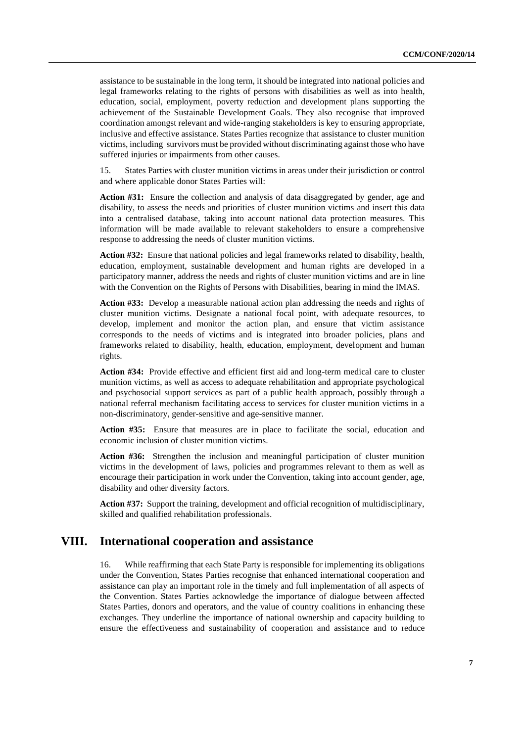assistance to be sustainable in the long term, it should be integrated into national policies and legal frameworks relating to the rights of persons with disabilities as well as into health, education, social, employment, poverty reduction and development plans supporting the achievement of the Sustainable Development Goals. They also recognise that improved coordination amongst relevant and wide-ranging stakeholders is key to ensuring appropriate, inclusive and effective assistance. States Parties recognize that assistance to cluster munition victims, including survivors must be provided without discriminating against those who have suffered injuries or impairments from other causes.

15. States Parties with cluster munition victims in areas under their jurisdiction or control and where applicable donor States Parties will:

**Action #31:** Ensure the collection and analysis of data disaggregated by gender, age and disability, to assess the needs and priorities of cluster munition victims and insert this data into a centralised database, taking into account national data protection measures. This information will be made available to relevant stakeholders to ensure a comprehensive response to addressing the needs of cluster munition victims.

**Action #32:** Ensure that national policies and legal frameworks related to disability, health, education, employment, sustainable development and human rights are developed in a participatory manner, address the needs and rights of cluster munition victims and are in line with the Convention on the Rights of Persons with Disabilities, bearing in mind the IMAS.

**Action #33:** Develop a measurable national action plan addressing the needs and rights of cluster munition victims. Designate a national focal point, with adequate resources, to develop, implement and monitor the action plan, and ensure that victim assistance corresponds to the needs of victims and is integrated into broader policies, plans and frameworks related to disability, health, education, employment, development and human rights.

**Action #34:** Provide effective and efficient first aid and long-term medical care to cluster munition victims, as well as access to adequate rehabilitation and appropriate psychological and psychosocial support services as part of a public health approach, possibly through a national referral mechanism facilitating access to services for cluster munition victims in a non-discriminatory, gender-sensitive and age-sensitive manner.

**Action #35:** Ensure that measures are in place to facilitate the social, education and economic inclusion of cluster munition victims.

**Action #36:** Strengthen the inclusion and meaningful participation of cluster munition victims in the development of laws, policies and programmes relevant to them as well as encourage their participation in work under the Convention, taking into account gender, age, disability and other diversity factors.

**Action #37:** Support the training, development and official recognition of multidisciplinary, skilled and qualified rehabilitation professionals.

# VIII. International cooperation and assistance

16. While reaffirming that each State Party is responsible for implementing its obligations under the Convention, States Parties recognise that enhanced international cooperation and assistance can play an important role in the timely and full implementation of all aspects of the Convention. States Parties acknowledge the importance of dialogue between affected States Parties, donors and operators, and the value of country coalitions in enhancing these exchanges. They underline the importance of national ownership and capacity building to ensure the effectiveness and sustainability of cooperation and assistance and to reduce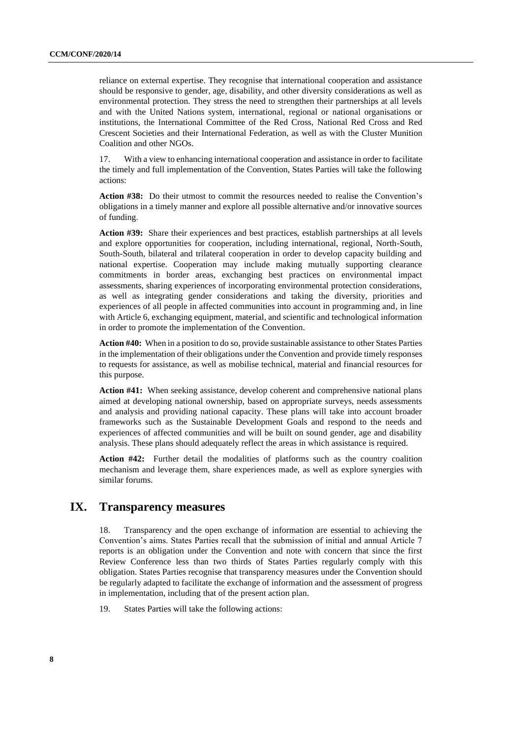reliance on external expertise. They recognise that international cooperation and assistance should be responsive to gender, age, disability, and other diversity considerations as well as environmental protection. They stress the need to strengthen their partnerships at all levels and with the United Nations system, international, regional or national organisations or institutions, the International Committee of the Red Cross, National Red Cross and Red Crescent Societies and their International Federation, as well as with the Cluster Munition Coalition and other NGOs.

17. With a view to enhancing international cooperation and assistance in order to facilitate the timely and full implementation of the Convention, States Parties will take the following actions:

**Action #38:** Do their utmost to commit the resources needed to realise the Convention's obligations in a timely manner and explore all possible alternative and/or innovative sources of funding.

**Action #39:** Share their experiences and best practices, establish partnerships at all levels and explore opportunities for cooperation, including international, regional, North-South, South-South, bilateral and trilateral cooperation in order to develop capacity building and national expertise. Cooperation may include making mutually supporting clearance commitments in border areas, exchanging best practices on environmental impact assessments, sharing experiences of incorporating environmental protection considerations, as well as integrating gender considerations and taking the diversity, priorities and experiences of all people in affected communities into account in programming and, in line with Article 6, exchanging equipment, material, and scientific and technological information in order to promote the implementation of the Convention.

**Action #40:** When in a position to do so, provide sustainable assistance to other States Parties in the implementation of their obligations under the Convention and provide timely responses to requests for assistance, as well as mobilise technical, material and financial resources for this purpose.

**Action #41:** When seeking assistance, develop coherent and comprehensive national plans aimed at developing national ownership, based on appropriate surveys, needs assessments and analysis and providing national capacity. These plans will take into account broader frameworks such as the Sustainable Development Goals and respond to the needs and experiences of affected communities and will be built on sound gender, age and disability analysis. These plans should adequately reflect the areas in which assistance is required.

**Action #42:** Further detail the modalities of platforms such as the country coalition mechanism and leverage them, share experiences made, as well as explore synergies with similar forums.

## IX. Transparency measures

18. Transparency and the open exchange of information are essential to achieving the Convention's aims. States Parties recall that the submission of initial and annual Article 7 reports is an obligation under the Convention and note with concern that since the first Review Conference less than two thirds of States Parties regularly comply with this obligation. States Parties recognise that transparency measures under the Convention should be regularly adapted to facilitate the exchange of information and the assessment of progress in implementation, including that of the present action plan.

19. States Parties will take the following actions: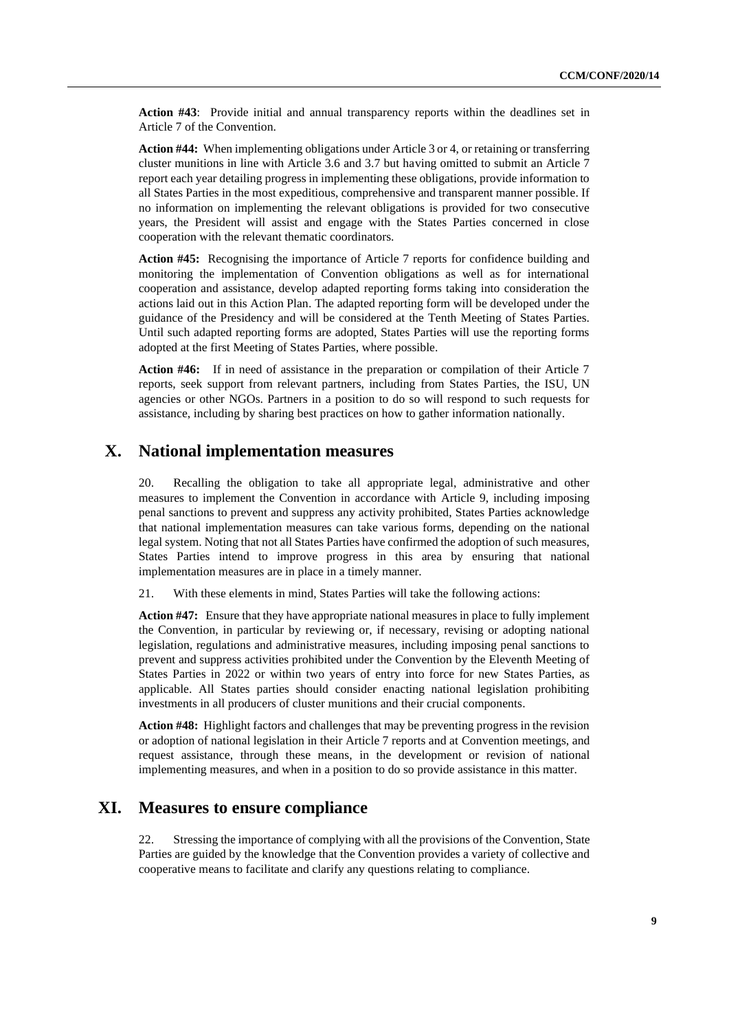**Action #43**: Provide initial and annual transparency reports within the deadlines set in Article 7 of the Convention.

**Action #44:** When implementing obligations under Article 3 or 4, or retaining or transferring cluster munitions in line with Article 3.6 and 3.7 but having omitted to submit an Article 7 report each year detailing progress in implementing these obligations, provide information to all States Parties in the most expeditious, comprehensive and transparent manner possible. If no information on implementing the relevant obligations is provided for two consecutive years, the President will assist and engage with the States Parties concerned in close cooperation with the relevant thematic coordinators.

**Action #45:** Recognising the importance of Article 7 reports for confidence building and monitoring the implementation of Convention obligations as well as for international cooperation and assistance, develop adapted reporting forms taking into consideration the actions laid out in this Action Plan. The adapted reporting form will be developed under the guidance of the Presidency and will be considered at the Tenth Meeting of States Parties. Until such adapted reporting forms are adopted, States Parties will use the reporting forms adopted at the first Meeting of States Parties, where possible.

**Action #46:** If in need of assistance in the preparation or compilation of their Article 7 reports, seek support from relevant partners, including from States Parties, the ISU, UN agencies or other NGOs. Partners in a position to do so will respond to such requests for assistance, including by sharing best practices on how to gather information nationally.

## X. National implementation measures

20. Recalling the obligation to take all appropriate legal, administrative and other measures to implement the Convention in accordance with Article 9, including imposing penal sanctions to prevent and suppress any activity prohibited, States Parties acknowledge that national implementation measures can take various forms, depending on the national legal system. Noting that not all States Parties have confirmed the adoption of such measures, States Parties intend to improve progress in this area by ensuring that national implementation measures are in place in a timely manner.

21. With these elements in mind, States Parties will take the following actions:

**Action #47:** Ensure that they have appropriate national measures in place to fully implement the Convention, in particular by reviewing or, if necessary, revising or adopting national legislation, regulations and administrative measures, including imposing penal sanctions to prevent and suppress activities prohibited under the Convention by the Eleventh Meeting of States Parties in 2022 or within two years of entry into force for new States Parties, as applicable. All States parties should consider enacting national legislation prohibiting investments in all producers of cluster munitions and their crucial components.

**Action #48:** Highlight factors and challenges that may be preventing progress in the revision or adoption of national legislation in their Article 7 reports and at Convention meetings, and request assistance, through these means, in the development or revision of national implementing measures, and when in a position to do so provide assistance in this matter.

## XI. Measures to ensure compliance

22. Stressing the importance of complying with all the provisions of the Convention, State Parties are guided by the knowledge that the Convention provides a variety of collective and cooperative means to facilitate and clarify any questions relating to compliance.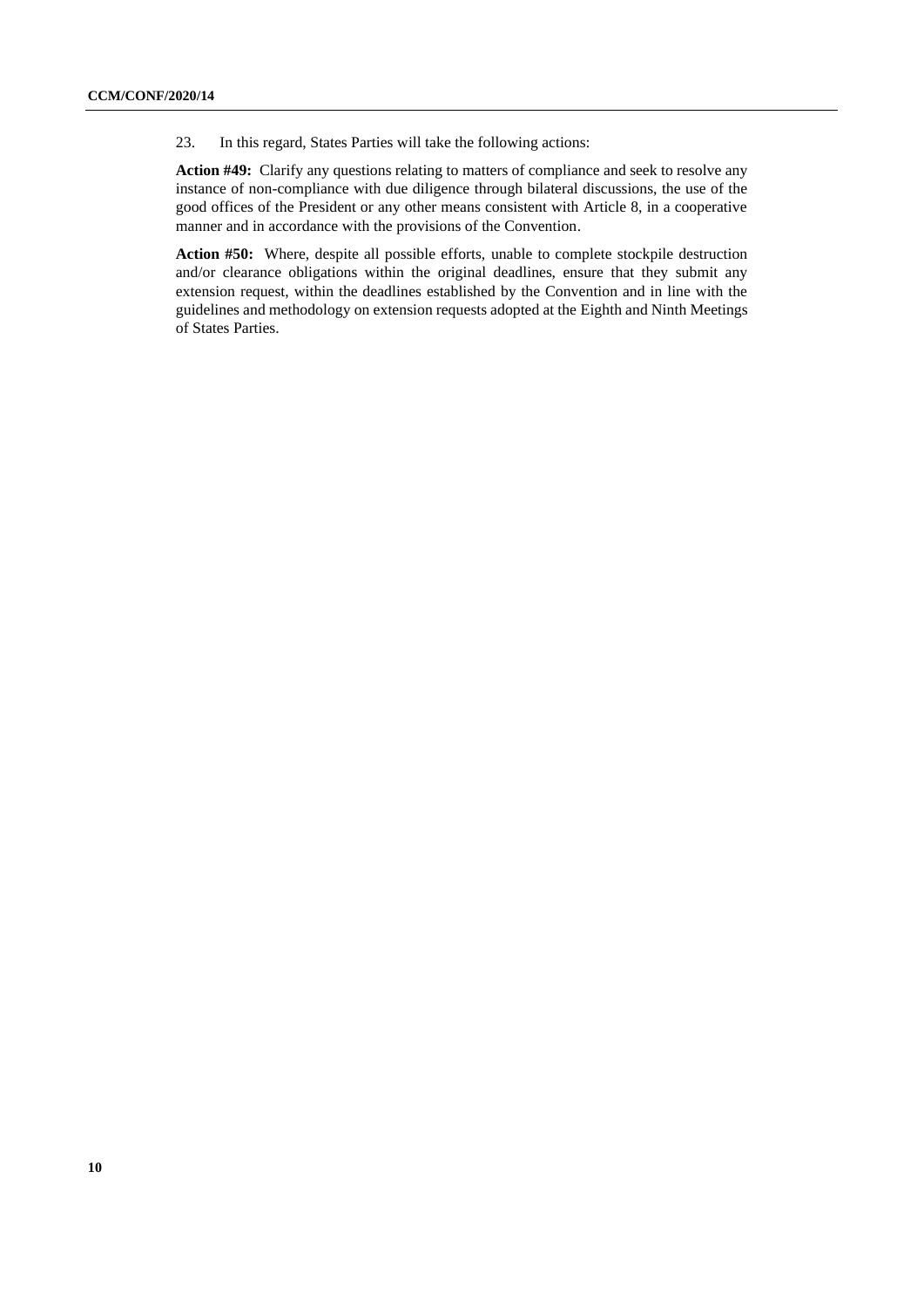23. In this regard, States Parties will take the following actions:

**Action #49:** Clarify any questions relating to matters of compliance and seek to resolve any instance of non-compliance with due diligence through bilateral discussions, the use of the good offices of the President or any other means consistent with Article 8, in a cooperative manner and in accordance with the provisions of the Convention.

**Action #50:** Where, despite all possible efforts, unable to complete stockpile destruction and/or clearance obligations within the original deadlines, ensure that they submit any extension request, within the deadlines established by the Convention and in line with the guidelines and methodology on extension requests adopted at the Eighth and Ninth Meetings of States Parties.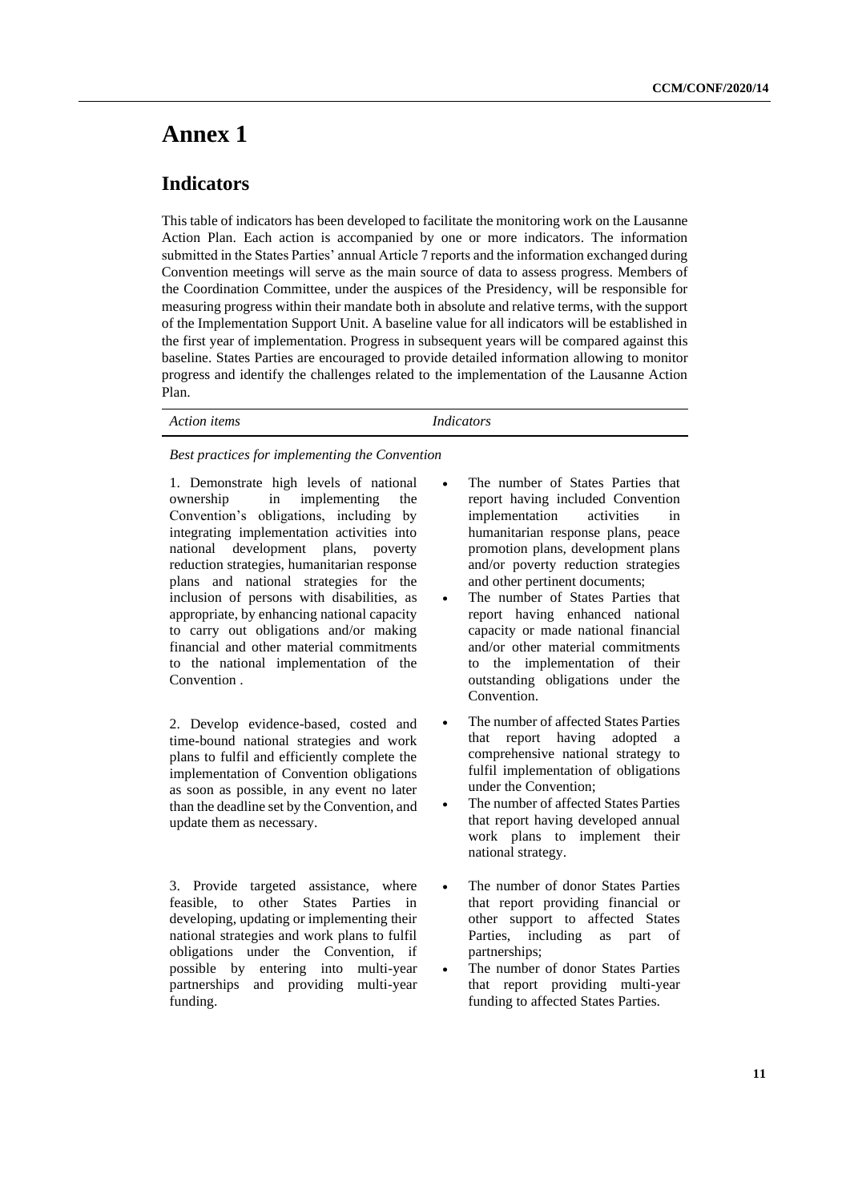# Annex 1

## Indicators

This table of indicators has been developed to facilitate the monitoring work on the Lausanne Action Plan. Each action is accompanied by one or more indicators. The information submitted in the States Parties' annual Article 7 reports and the information exchanged during Convention meetings will serve as the main source of data to assess progress. Members of the Coordination Committee, under the auspices of the Presidency, will be responsible for measuring progress within their mandate both in absolute and relative terms, with the support of the Implementation Support Unit. A baseline value for all indicators will be established in the first year of implementation. Progress in subsequent years will be compared against this baseline. States Parties are encouraged to provide detailed information allowing to monitor progress and identify the challenges related to the implementation of the Lausanne Action Plan.

| *Action items* | *Indicators* |
|---|---|
| *Best practices for implementing the Convention* | |
| 1. Demonstrate high levels of national ownership in implementing the Convention's obligations, including by integrating implementation activities into national development plans, poverty reduction strategies, humanitarian response plans and national strategies for the inclusion of persons with disabilities, as appropriate, by enhancing national capacity to carry out obligations and/or making financial and other material commitments to the national implementation of the Convention . | • The number of States Parties that report having included Convention implementation activities in humanitarian response plans, peace promotion plans, development plans and/or poverty reduction strategies and other pertinent documents;<br>• The number of States Parties that report having enhanced national capacity or made national financial and/or other material commitments to the implementation of their outstanding obligations under the Convention. |
| 2. Develop evidence-based, costed and time-bound national strategies and work plans to fulfil and efficiently complete the implementation of Convention obligations as soon as possible, in any event no later than the deadline set by the Convention, and update them as necessary. | • The number of affected States Parties that report having adopted a comprehensive national strategy to fulfil implementation of obligations under the Convention;<br>• The number of affected States Parties that report having developed annual work plans to implement their national strategy. |
| 3. Provide targeted assistance, where feasible, to other States Parties in developing, updating or implementing their national strategies and work plans to fulfil obligations under the Convention, if possible by entering into multi-year partnerships and providing multi-year funding. | • The number of donor States Parties that report providing financial or other support to affected States Parties, including as part of partnerships;<br>• The number of donor States Parties that report providing multi-year funding to affected States Parties. |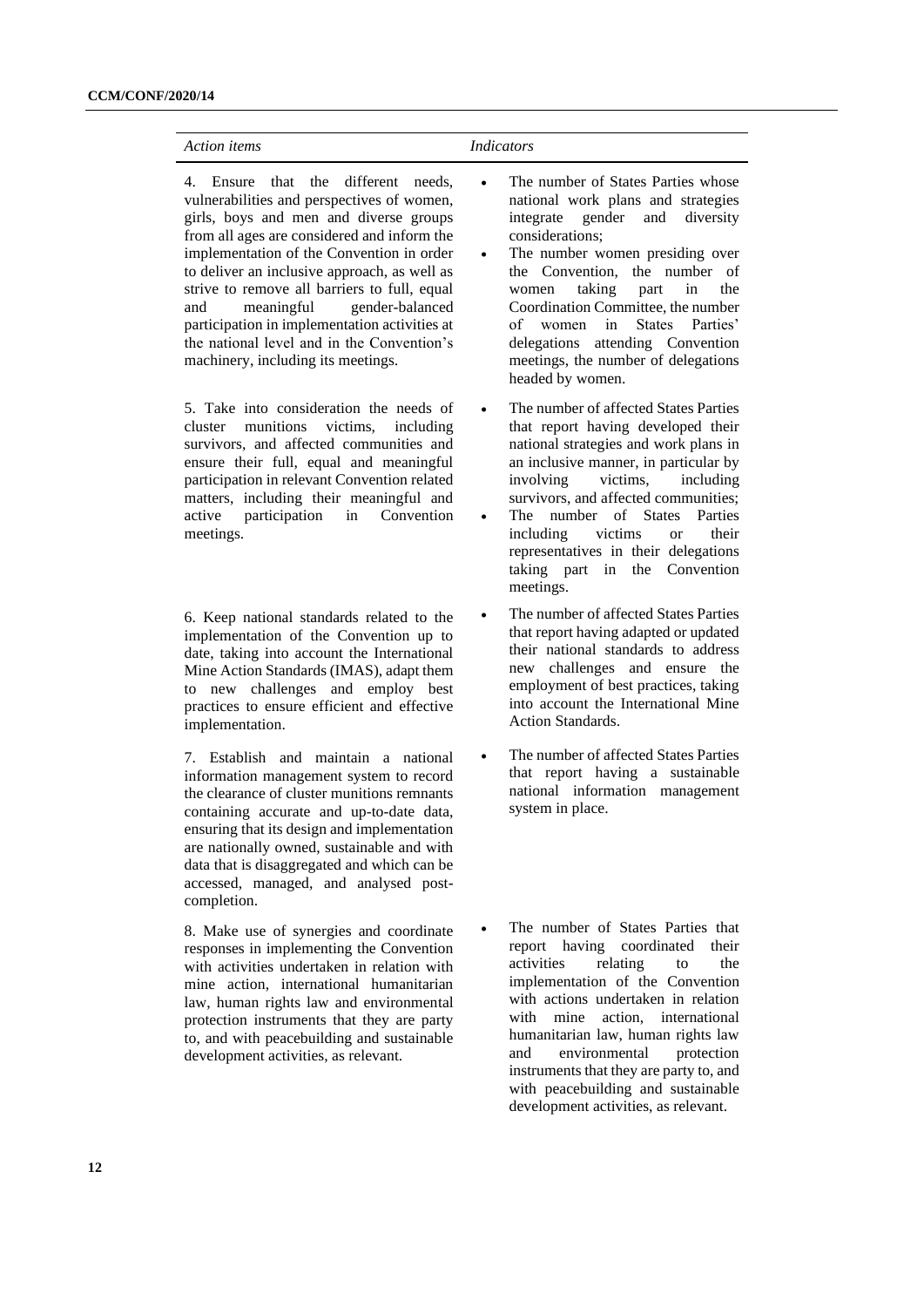| *Action items* | *Indicators* |
|---|---|
| 4. Ensure that the different needs, vulnerabilities and perspectives of women, girls, boys and men and diverse groups from all ages are considered and inform the implementation of the Convention in order to deliver an inclusive approach, as well as strive to remove all barriers to full, equal and meaningful gender-balanced participation in implementation activities at the national level and in the Convention's machinery, including its meetings. | • The number of States Parties whose national work plans and strategies integrate gender and diversity considerations; <br> • The number women presiding over the Convention, the number of women taking part in the Coordination Committee, the number of women in States Parties' delegations attending Convention meetings, the number of delegations headed by women. |
| 5. Take into consideration the needs of cluster munitions victims, including survivors, and affected communities and ensure their full, equal and meaningful participation in relevant Convention related matters, including their meaningful and active participation in Convention meetings. | • The number of affected States Parties that report having developed their national strategies and work plans in an inclusive manner, in particular by involving victims, including survivors, and affected communities; <br> • The number of States Parties including victims or their representatives in their delegations taking part in the Convention meetings. |
| 6. Keep national standards related to the implementation of the Convention up to date, taking into account the International Mine Action Standards (IMAS), adapt them to new challenges and employ best practices to ensure efficient and effective implementation. | • The number of affected States Parties that report having adapted or updated their national standards to address new challenges and ensure the employment of best practices, taking into account the International Mine Action Standards. |
| 7. Establish and maintain a national information management system to record the clearance of cluster munitions remnants containing accurate and up-to-date data, ensuring that its design and implementation are nationally owned, sustainable and with data that is disaggregated and which can be accessed, managed, and analysed post-completion. | • The number of affected States Parties that report having a sustainable national information management system in place. |
| 8. Make use of synergies and coordinate responses in implementing the Convention with activities undertaken in relation with mine action, international humanitarian law, human rights law and environmental protection instruments that they are party to, and with peacebuilding and sustainable development activities, as relevant. | • The number of States Parties that report having coordinated their activities relating to the implementation of the Convention with actions undertaken in relation with mine action, international humanitarian law, human rights law and environmental protection instruments that they are party to, and with peacebuilding and sustainable development activities, as relevant. |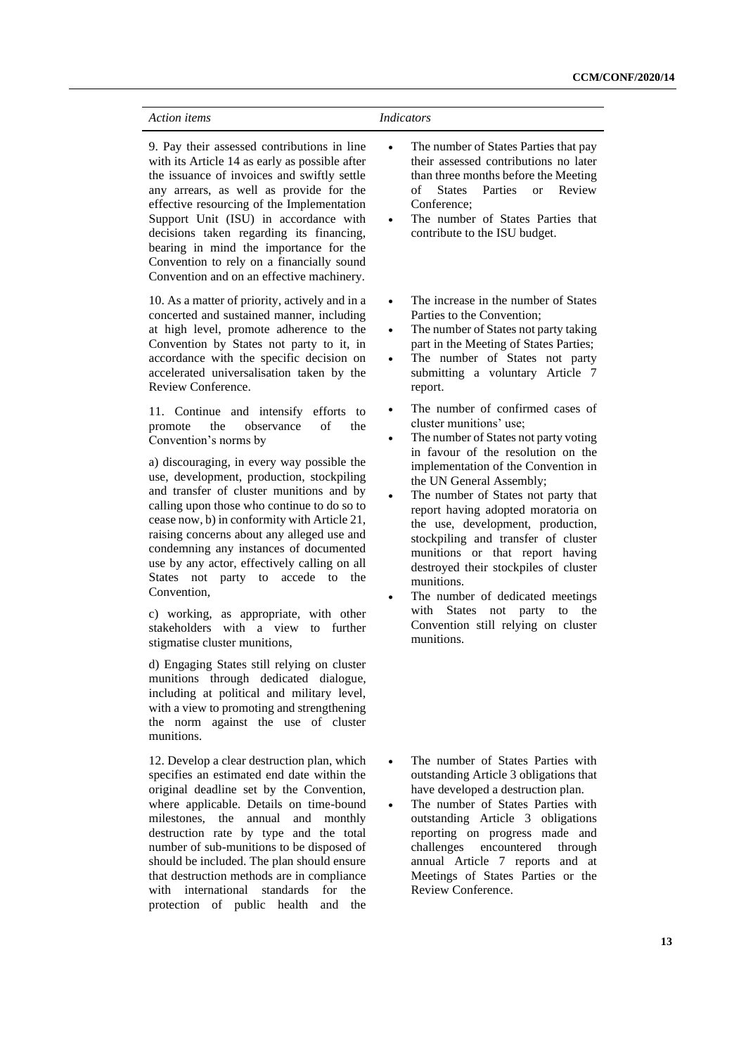| *Action items* | *Indicators* |
|---|---|
| 9. Pay their assessed contributions in line with its Article 14 as early as possible after the issuance of invoices and swiftly settle any arrears, as well as provide for the effective resourcing of the Implementation Support Unit (ISU) in accordance with decisions taken regarding its financing, bearing in mind the importance for the Convention to rely on a financially sound Convention and on an effective machinery. | • The number of States Parties that pay their assessed contributions no later than three months before the Meeting of States Parties or Review Conference;<br>• The number of States Parties that contribute to the ISU budget. |
| 10. As a matter of priority, actively and in a concerted and sustained manner, including at high level, promote adherence to the Convention by States not party to it, in accordance with the specific decision on accelerated universalisation taken by the Review Conference. | • The increase in the number of States Parties to the Convention;<br>• The number of States not party taking part in the Meeting of States Parties;<br>• The number of States not party submitting a voluntary Article 7 report. |
| 11. Continue and intensify efforts to promote the observance of the Convention's norms by<br><br>a) discouraging, in every way possible the use, development, production, stockpiling and transfer of cluster munitions and by calling upon those who continue to do so to cease now, b) in conformity with Article 21, raising concerns about any alleged use and condemning any instances of documented use by any actor, effectively calling on all States not party to accede to the Convention,<br><br>c) working, as appropriate, with other stakeholders with a view to further stigmatise cluster munitions,<br><br>d) Engaging States still relying on cluster munitions through dedicated dialogue, including at political and military level, with a view to promoting and strengthening the norm against the use of cluster munitions. | • The number of confirmed cases of cluster munitions' use;<br>• The number of States not party voting in favour of the resolution on the implementation of the Convention in the UN General Assembly;<br>• The number of States not party that report having adopted moratoria on the use, development, production, stockpiling and transfer of cluster munitions or that report having destroyed their stockpiles of cluster munitions.<br>• The number of dedicated meetings with States not party to the Convention still relying on cluster munitions. |
| 12. Develop a clear destruction plan, which specifies an estimated end date within the original deadline set by the Convention, where applicable. Details on time-bound milestones, the annual and monthly destruction rate by type and the total number of sub-munitions to be disposed of should be included. The plan should ensure that destruction methods are in compliance with international standards for the protection of public health and the | • The number of States Parties with outstanding Article 3 obligations that have developed a destruction plan.<br>• The number of States Parties with outstanding Article 3 obligations reporting on progress made and challenges encountered through annual Article 7 reports and at Meetings of States Parties or the Review Conference. |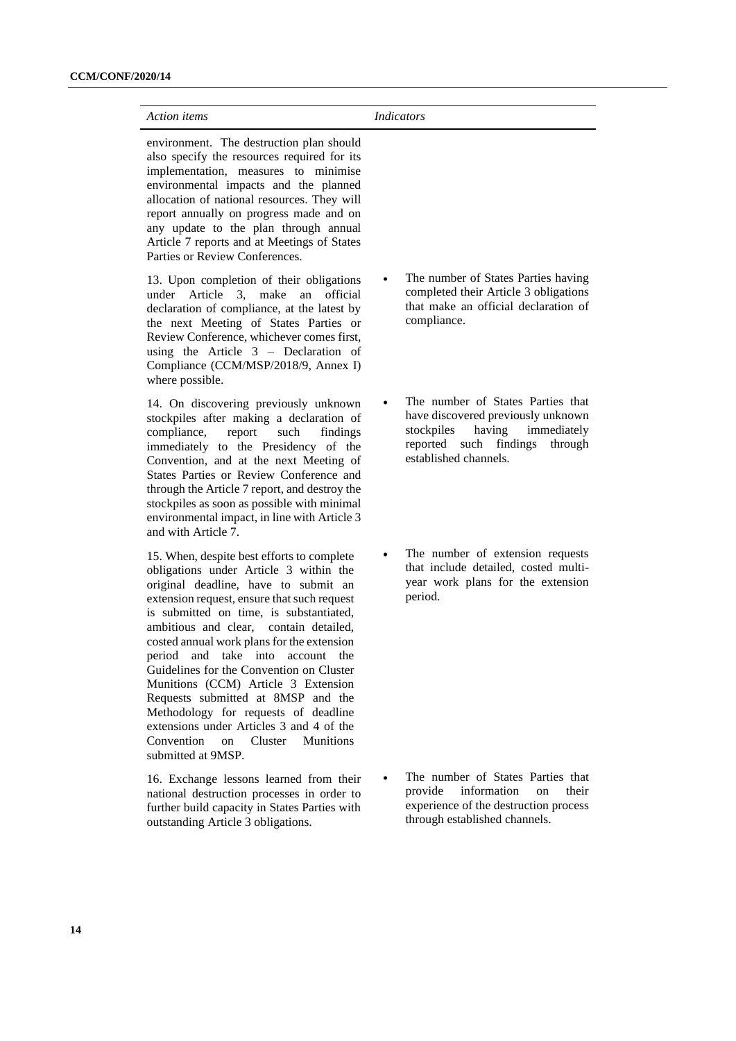| *Action items* | *Indicators* |
|---|---|
| environment. The destruction plan should also specify the resources required for its implementation, measures to minimise environmental impacts and the planned allocation of national resources. They will report annually on progress made and on any update to the plan through annual Article 7 reports and at Meetings of States Parties or Review Conferences. | |
| 13. Upon completion of their obligations under Article 3, make an official declaration of compliance, at the latest by the next Meeting of States Parties or Review Conference, whichever comes first, using the Article 3 – Declaration of Compliance (CCM/MSP/2018/9, Annex I) where possible. | • The number of States Parties having completed their Article 3 obligations that make an official declaration of compliance. |
| 14. On discovering previously unknown stockpiles after making a declaration of compliance, report such findings immediately to the Presidency of the Convention, and at the next Meeting of States Parties or Review Conference and through the Article 7 report, and destroy the stockpiles as soon as possible with minimal environmental impact, in line with Article 3 and with Article 7. | • The number of States Parties that have discovered previously unknown stockpiles having immediately reported such findings through established channels. |
| 15. When, despite best efforts to complete obligations under Article 3 within the original deadline, have to submit an extension request, ensure that such request is submitted on time, is substantiated, ambitious and clear, contain detailed, costed annual work plans for the extension period and take into account the Guidelines for the Convention on Cluster Munitions (CCM) Article 3 Extension Requests submitted at 8MSP and the Methodology for requests of deadline extensions under Articles 3 and 4 of the Convention on Cluster Munitions submitted at 9MSP. | • The number of extension requests that include detailed, costed multi-year work plans for the extension period. |
| 16. Exchange lessons learned from their national destruction processes in order to further build capacity in States Parties with outstanding Article 3 obligations. | • The number of States Parties that provide information on their experience of the destruction process through established channels. |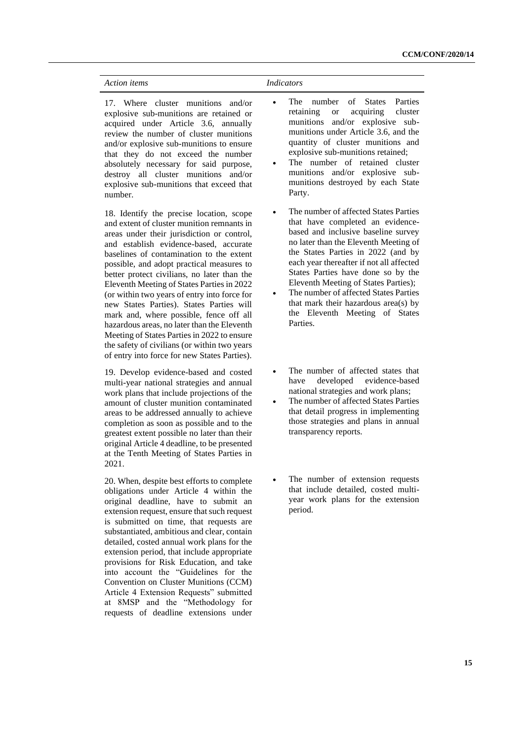| *Action items* | *Indicators* |
|---|---|
| 17. Where cluster munitions and/or explosive sub-munitions are retained or acquired under Article 3.6, annually review the number of cluster munitions and/or explosive sub-munitions to ensure that they do not exceed the number absolutely necessary for said purpose, destroy all cluster munitions and/or explosive sub-munitions that exceed that number. | • The number of States Parties retaining or acquiring cluster munitions and/or explosive sub-munitions under Article 3.6, and the quantity of cluster munitions and explosive sub-munitions retained;<br>• The number of retained cluster munitions and/or explosive sub-munitions destroyed by each State Party. |
| 18. Identify the precise location, scope and extent of cluster munition remnants in areas under their jurisdiction or control, and establish evidence-based, accurate baselines of contamination to the extent possible, and adopt practical measures to better protect civilians, no later than the Eleventh Meeting of States Parties in 2022 (or within two years of entry into force for new States Parties). States Parties will mark and, where possible, fence off all hazardous areas, no later than the Eleventh Meeting of States Parties in 2022 to ensure the safety of civilians (or within two years of entry into force for new States Parties). | • The number of affected States Parties that have completed an evidence-based and inclusive baseline survey no later than the Eleventh Meeting of the States Parties in 2022 (and by each year thereafter if not all affected States Parties have done so by the Eleventh Meeting of States Parties);<br>• The number of affected States Parties that mark their hazardous area(s) by the Eleventh Meeting of States Parties. |
| 19. Develop evidence-based and costed multi-year national strategies and annual work plans that include projections of the amount of cluster munition contaminated areas to be addressed annually to achieve completion as soon as possible and to the greatest extent possible no later than their original Article 4 deadline, to be presented at the Tenth Meeting of States Parties in 2021. | • The number of affected states that have developed evidence-based national strategies and work plans;<br>• The number of affected States Parties that detail progress in implementing those strategies and plans in annual transparency reports. |
| 20. When, despite best efforts to complete obligations under Article 4 within the original deadline, have to submit an extension request, ensure that such request is submitted on time, that requests are substantiated, ambitious and clear, contain detailed, costed annual work plans for the extension period, that include appropriate provisions for Risk Education, and take into account the "Guidelines for the Convention on Cluster Munitions (CCM) Article 4 Extension Requests" submitted at 8MSP and the "Methodology for requests of deadline extensions under | • The number of extension requests that include detailed, costed multi-year work plans for the extension period. |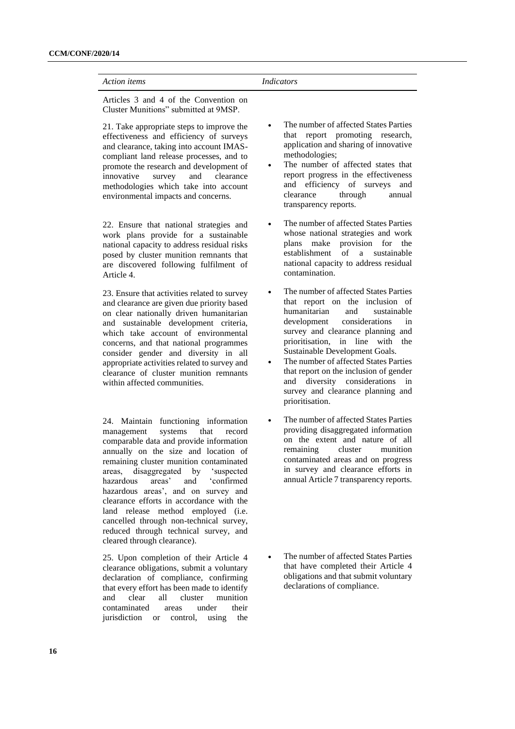| *Action items* | *Indicators* |
|---|---|
| Articles 3 and 4 of the Convention on Cluster Munitions" submitted at 9MSP. | |
| 21. Take appropriate steps to improve the effectiveness and efficiency of surveys and clearance, taking into account IMAS-compliant land release processes, and to promote the research and development of innovative survey and clearance methodologies which take into account environmental impacts and concerns. | • The number of affected States Parties that report promoting research, application and sharing of innovative methodologies;<br>• The number of affected states that report progress in the effectiveness and efficiency of surveys and clearance through annual transparency reports. |
| 22. Ensure that national strategies and work plans provide for a sustainable national capacity to address residual risks posed by cluster munition remnants that are discovered following fulfilment of Article 4. | • The number of affected States Parties whose national strategies and work plans make provision for the establishment of a sustainable national capacity to address residual contamination. |
| 23. Ensure that activities related to survey and clearance are given due priority based on clear nationally driven humanitarian and sustainable development criteria, which take account of environmental concerns, and that national programmes consider gender and diversity in all appropriate activities related to survey and clearance of cluster munition remnants within affected communities. | • The number of affected States Parties that report on the inclusion of humanitarian and sustainable development considerations in survey and clearance planning and prioritisation, in line with the Sustainable Development Goals.<br>• The number of affected States Parties that report on the inclusion of gender and diversity considerations in survey and clearance planning and prioritisation. |
| 24. Maintain functioning information management systems that record comparable data and provide information annually on the size and location of remaining cluster munition contaminated areas, disaggregated by 'suspected hazardous areas' and 'confirmed hazardous areas', and on survey and clearance efforts in accordance with the land release method employed (i.e. cancelled through non-technical survey, reduced through technical survey, and cleared through clearance). | • The number of affected States Parties providing disaggregated information on the extent and nature of all remaining cluster munition contaminated areas and on progress in survey and clearance efforts in annual Article 7 transparency reports. |
| 25. Upon completion of their Article 4 clearance obligations, submit a voluntary declaration of compliance, confirming that every effort has been made to identify and clear all cluster munition contaminated areas under their jurisdiction or control, using the | • The number of affected States Parties that have completed their Article 4 obligations and that submit voluntary declarations of compliance. |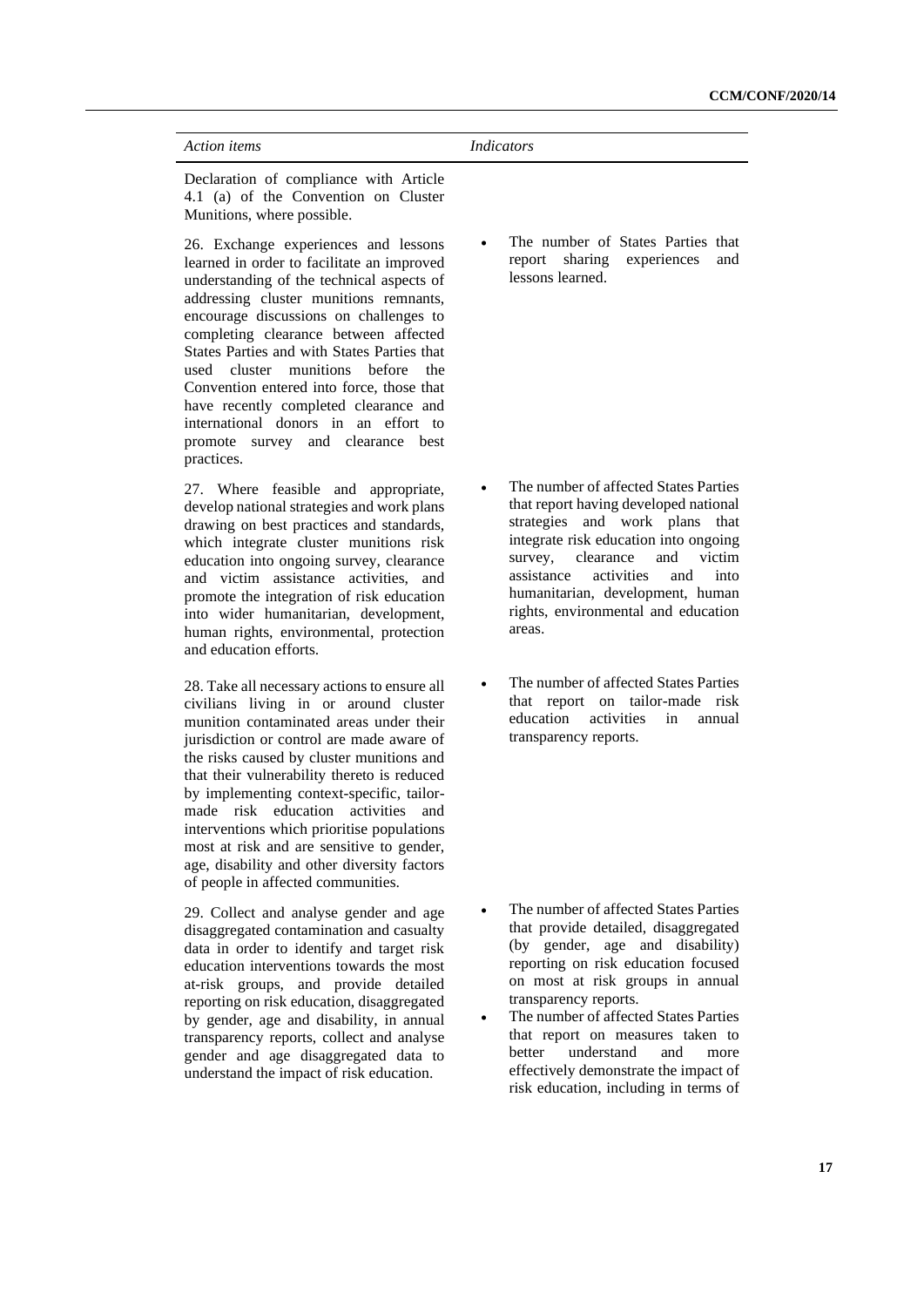| *Action items* | *Indicators* |
|---|---|
| Declaration of compliance with Article 4.1 (a) of the Convention on Cluster Munitions, where possible. | |
| 26. Exchange experiences and lessons learned in order to facilitate an improved understanding of the technical aspects of addressing cluster munitions remnants, encourage discussions on challenges to completing clearance between affected States Parties and with States Parties that used cluster munitions before the Convention entered into force, those that have recently completed clearance and international donors in an effort to promote survey and clearance best practices. | • The number of States Parties that report sharing experiences and lessons learned. |
| 27. Where feasible and appropriate, develop national strategies and work plans drawing on best practices and standards, which integrate cluster munitions risk education into ongoing survey, clearance and victim assistance activities, and promote the integration of risk education into wider humanitarian, development, human rights, environmental, protection and education efforts. | • The number of affected States Parties that report having developed national strategies and work plans that integrate risk education into ongoing survey, clearance and victim assistance activities and into humanitarian, development, human rights, environmental and education areas. |
| 28. Take all necessary actions to ensure all civilians living in or around cluster munition contaminated areas under their jurisdiction or control are made aware of the risks caused by cluster munitions and that their vulnerability thereto is reduced by implementing context-specific, tailor-made risk education activities and interventions which prioritise populations most at risk and are sensitive to gender, age, disability and other diversity factors of people in affected communities. | • The number of affected States Parties that report on tailor-made risk education activities in annual transparency reports. |
| 29. Collect and analyse gender and age disaggregated contamination and casualty data in order to identify and target risk education interventions towards the most at-risk groups, and provide detailed reporting on risk education, disaggregated by gender, age and disability, in annual transparency reports, collect and analyse gender and age disaggregated data to understand the impact of risk education. | • The number of affected States Parties that provide detailed, disaggregated (by gender, age and disability) reporting on risk education focused on most at risk groups in annual transparency reports.<br>• The number of affected States Parties that report on measures taken to better understand and more effectively demonstrate the impact of risk education, including in terms of |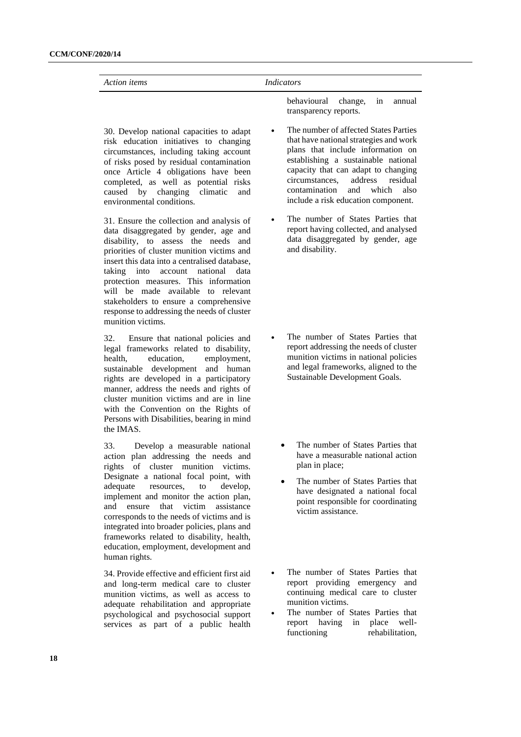| *Action items* | *Indicators* |
|---|---|
| | behavioural change, in annual transparency reports. |
| 30. Develop national capacities to adapt risk education initiatives to changing circumstances, including taking account of risks posed by residual contamination once Article 4 obligations have been completed, as well as potential risks caused by changing climatic and environmental conditions. | • The number of affected States Parties that have national strategies and work plans that include information on establishing a sustainable national capacity that can adapt to changing circumstances, address residual contamination and which also include a risk education component. |
| 31. Ensure the collection and analysis of data disaggregated by gender, age and disability, to assess the needs and priorities of cluster munition victims and insert this data into a centralised database, taking into account national data protection measures. This information will be made available to relevant stakeholders to ensure a comprehensive response to addressing the needs of cluster munition victims. | • The number of States Parties that report having collected, and analysed data disaggregated by gender, age and disability. |
| 32. Ensure that national policies and legal frameworks related to disability, health, education, employment, sustainable development and human rights are developed in a participatory manner, address the needs and rights of cluster munition victims and are in line with the Convention on the Rights of Persons with Disabilities, bearing in mind the IMAS. | • The number of States Parties that report addressing the needs of cluster munition victims in national policies and legal frameworks, aligned to the Sustainable Development Goals. |
| 33. Develop a measurable national action plan addressing the needs and rights of cluster munition victims. Designate a national focal point, with adequate resources, to develop, implement and monitor the action plan, and ensure that victim assistance corresponds to the needs of victims and is integrated into broader policies, plans and frameworks related to disability, health, education, employment, development and human rights. | • The number of States Parties that have a measurable national action plan in place;<br>• The number of States Parties that have designated a national focal point responsible for coordinating victim assistance. |
| 34. Provide effective and efficient first aid and long-term medical care to cluster munition victims, as well as access to adequate rehabilitation and appropriate psychological and psychosocial support services as part of a public health | • The number of States Parties that report providing emergency and continuing medical care to cluster munition victims.<br>• The number of States Parties that report having in place well-functioning rehabilitation, |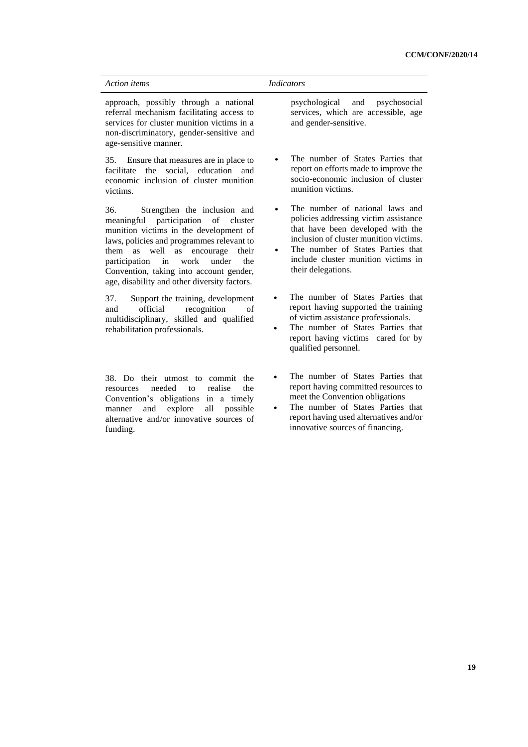| *Action items* | *Indicators* |
|---|---|
| approach, possibly through a national referral mechanism facilitating access to services for cluster munition victims in a non-discriminatory, gender-sensitive and age-sensitive manner. | psychological and psychosocial services, which are accessible, age and gender-sensitive. |
| 35. Ensure that measures are in place to facilitate the social, education and economic inclusion of cluster munition victims. | • The number of States Parties that report on efforts made to improve the socio-economic inclusion of cluster munition victims. |
| 36. Strengthen the inclusion and meaningful participation of cluster munition victims in the development of laws, policies and programmes relevant to them as well as encourage their participation in work under the Convention, taking into account gender, age, disability and other diversity factors. | • The number of national laws and policies addressing victim assistance that have been developed with the inclusion of cluster munition victims.<br>• The number of States Parties that include cluster munition victims in their delegations. |
| 37. Support the training, development and official recognition of multidisciplinary, skilled and qualified rehabilitation professionals. | • The number of States Parties that report having supported the training of victim assistance professionals.<br>• The number of States Parties that report having victims cared for by qualified personnel. |
| 38. Do their utmost to commit the resources needed to realise the Convention's obligations in a timely manner and explore all possible alternative and/or innovative sources of funding. | • The number of States Parties that report having committed resources to meet the Convention obligations<br>• The number of States Parties that report having used alternatives and/or innovative sources of financing. |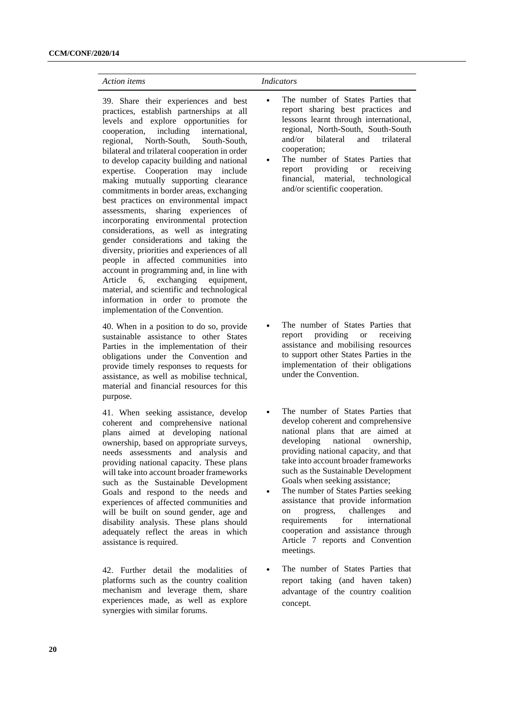| *Action items* | *Indicators* |
| --- | --- |
| 39. Share their experiences and best practices, establish partnerships at all levels and explore opportunities for cooperation, including international, regional, North-South, South-South, bilateral and trilateral cooperation in order to develop capacity building and national expertise. Cooperation may include making mutually supporting clearance commitments in border areas, exchanging best practices on environmental impact assessments, sharing experiences of incorporating environmental protection considerations, as well as integrating gender considerations and taking the diversity, priorities and experiences of all people in affected communities into account in programming and, in line with Article 6, exchanging equipment, material, and scientific and technological information in order to promote the implementation of the Convention. | • The number of States Parties that report sharing best practices and lessons learnt through international, regional, North-South, South-South and/or bilateral and trilateral cooperation;<br>• The number of States Parties that report providing or receiving financial, material, technological and/or scientific cooperation. |
| 40. When in a position to do so, provide sustainable assistance to other States Parties in the implementation of their obligations under the Convention and provide timely responses to requests for assistance, as well as mobilise technical, material and financial resources for this purpose. | • The number of States Parties that report providing or receiving assistance and mobilising resources to support other States Parties in the implementation of their obligations under the Convention. |
| 41. When seeking assistance, develop coherent and comprehensive national plans aimed at developing national ownership, based on appropriate surveys, needs assessments and analysis and providing national capacity. These plans will take into account broader frameworks such as the Sustainable Development Goals and respond to the needs and experiences of affected communities and will be built on sound gender, age and disability analysis. These plans should adequately reflect the areas in which assistance is required. | • The number of States Parties that develop coherent and comprehensive national plans that are aimed at developing national ownership, providing national capacity, and that take into account broader frameworks such as the Sustainable Development Goals when seeking assistance;<br>• The number of States Parties seeking assistance that provide information on progress, challenges and requirements for international cooperation and assistance through Article 7 reports and Convention meetings. |
| 42. Further detail the modalities of platforms such as the country coalition mechanism and leverage them, share experiences made, as well as explore synergies with similar forums. | • The number of States Parties that report taking (and haven taken) advantage of the country coalition concept. |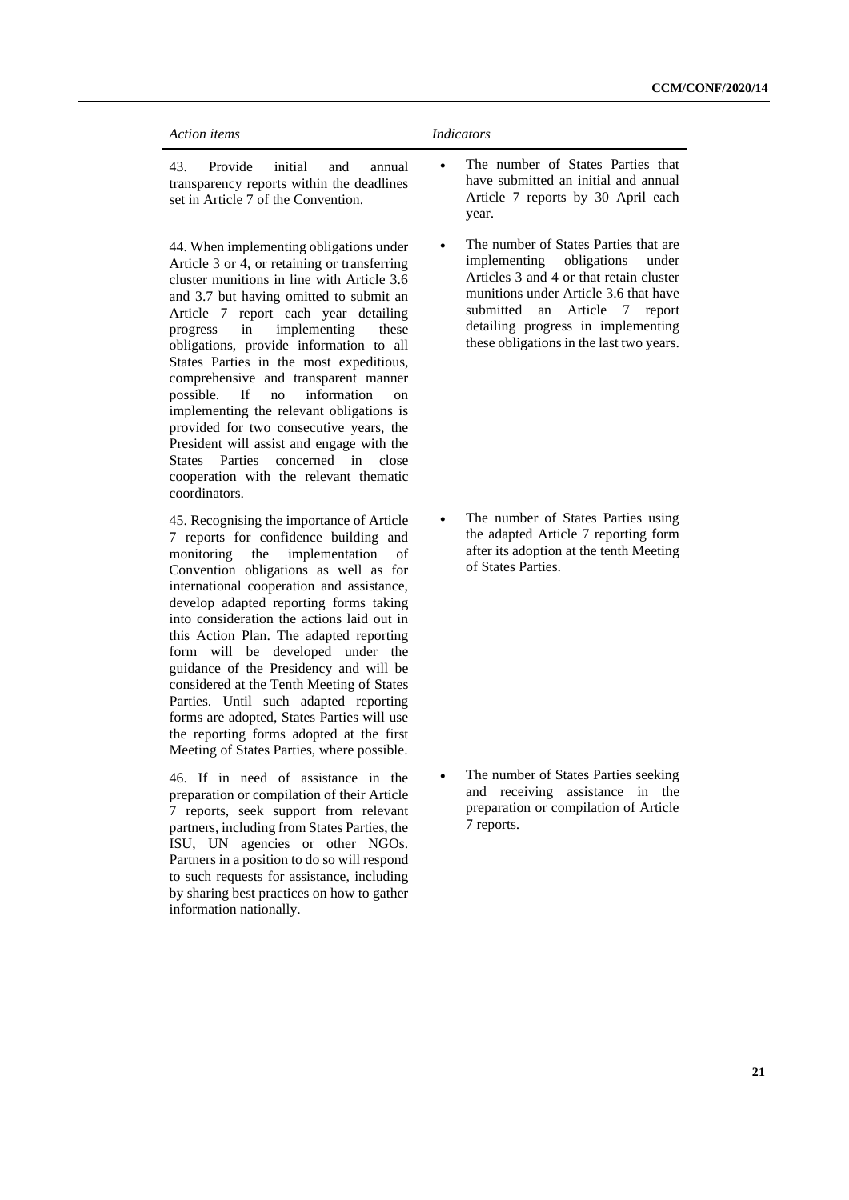| *Action items* | *Indicators* |
|---|---|
| 43. Provide initial and annual transparency reports within the deadlines set in Article 7 of the Convention. | • The number of States Parties that have submitted an initial and annual Article 7 reports by 30 April each year. |
| 44. When implementing obligations under Article 3 or 4, or retaining or transferring cluster munitions in line with Article 3.6 and 3.7 but having omitted to submit an Article 7 report each year detailing progress in implementing these obligations, provide information to all States Parties in the most expeditious, comprehensive and transparent manner possible. If no information on implementing the relevant obligations is provided for two consecutive years, the President will assist and engage with the States Parties concerned in close cooperation with the relevant thematic coordinators. | • The number of States Parties that are implementing obligations under Articles 3 and 4 or that retain cluster munitions under Article 3.6 that have submitted an Article 7 report detailing progress in implementing these obligations in the last two years. |
| 45. Recognising the importance of Article 7 reports for confidence building and monitoring the implementation of Convention obligations as well as for international cooperation and assistance, develop adapted reporting forms taking into consideration the actions laid out in this Action Plan. The adapted reporting form will be developed under the guidance of the Presidency and will be considered at the Tenth Meeting of States Parties. Until such adapted reporting forms are adopted, States Parties will use the reporting forms adopted at the first Meeting of States Parties, where possible. | • The number of States Parties using the adapted Article 7 reporting form after its adoption at the tenth Meeting of States Parties. |
| 46. If in need of assistance in the preparation or compilation of their Article 7 reports, seek support from relevant partners, including from States Parties, the ISU, UN agencies or other NGOs. Partners in a position to do so will respond to such requests for assistance, including by sharing best practices on how to gather information nationally. | • The number of States Parties seeking and receiving assistance in the preparation or compilation of Article 7 reports. |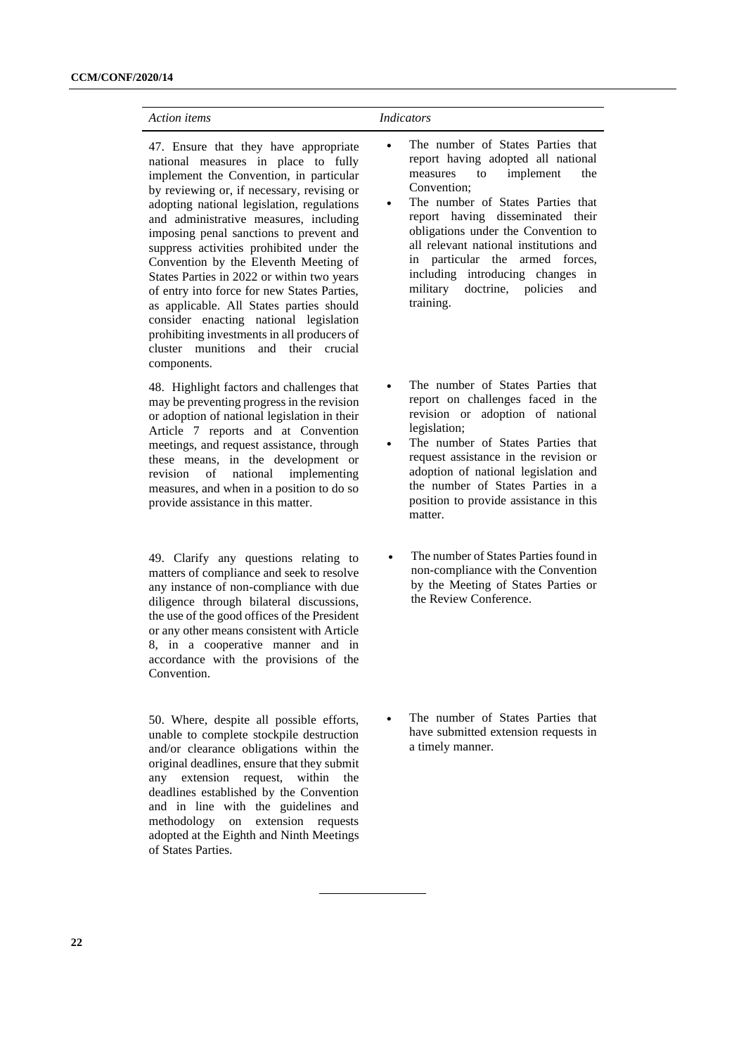| *Action items* | *Indicators* |
|---|---|
| 47. Ensure that they have appropriate national measures in place to fully implement the Convention, in particular by reviewing or, if necessary, revising or adopting national legislation, regulations and administrative measures, including imposing penal sanctions to prevent and suppress activities prohibited under the Convention by the Eleventh Meeting of States Parties in 2022 or within two years of entry into force for new States Parties, as applicable. All States parties should consider enacting national legislation prohibiting investments in all producers of cluster munitions and their crucial components. | • The number of States Parties that report having adopted all national measures to implement the Convention; • The number of States Parties that report having disseminated their obligations under the Convention to all relevant national institutions and in particular the armed forces, including introducing changes in military doctrine, policies and training. |
| 48. Highlight factors and challenges that may be preventing progress in the revision or adoption of national legislation in their Article 7 reports and at Convention meetings, and request assistance, through these means, in the development or revision of national implementing measures, and when in a position to do so provide assistance in this matter. | • The number of States Parties that report on challenges faced in the revision or adoption of national legislation; • The number of States Parties that request assistance in the revision or adoption of national legislation and the number of States Parties in a position to provide assistance in this matter. |
| 49. Clarify any questions relating to matters of compliance and seek to resolve any instance of non-compliance with due diligence through bilateral discussions, the use of the good offices of the President or any other means consistent with Article 8, in a cooperative manner and in accordance with the provisions of the Convention. | • The number of States Parties found in non-compliance with the Convention by the Meeting of States Parties or the Review Conference. |
| 50. Where, despite all possible efforts, unable to complete stockpile destruction and/or clearance obligations within the original deadlines, ensure that they submit any extension request, within the deadlines established by the Convention and in line with the guidelines and methodology on extension requests adopted at the Eighth and Ninth Meetings of States Parties. | • The number of States Parties that have submitted extension requests in a timely manner. |